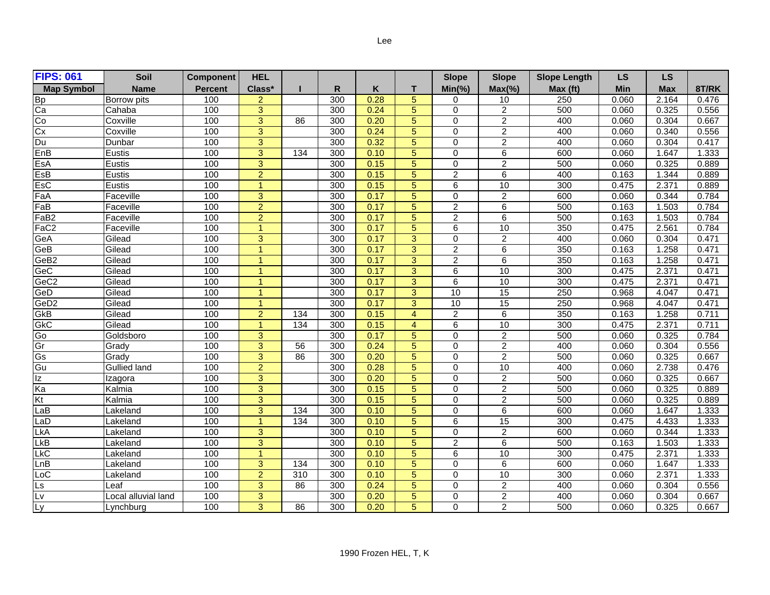Lee

| FIPS: 061 | Soil | Component | HEL | | | | | Slope | Slope | Slope Length | LS | LS | |
|---|---|---|---|---|---|---|---|---|---|---|---|---|---|
| Map Symbol | Name | Percent | Class* | I | R | K | T | Min(%) | Max(%) | Max (ft) | Min | Max | 8T/RK |
| Bp | Borrow pits | 100 | 2 | | 300 | 0.28 | 5 | 0 | 10 | 250 | 0.060 | 2.164 | 0.476 |
| Ca | Cahaba | 100 | 3 | | 300 | 0.24 | 5 | 0 | 2 | 500 | 0.060 | 0.325 | 0.556 |
| Co | Coxville | 100 | 3 | 86 | 300 | 0.20 | 5 | 0 | 2 | 400 | 0.060 | 0.304 | 0.667 |
| Cx | Coxville | 100 | 3 | | 300 | 0.24 | 5 | 0 | 2 | 400 | 0.060 | 0.340 | 0.556 |
| Du | Dunbar | 100 | 3 | | 300 | 0.32 | 5 | 0 | 2 | 400 | 0.060 | 0.304 | 0.417 |
| EnB | Eustis | 100 | 3 | 134 | 300 | 0.10 | 5 | 0 | 6 | 600 | 0.060 | 1.647 | 1.333 |
| EsA | Eustis | 100 | 3 | | 300 | 0.15 | 5 | 0 | 2 | 500 | 0.060 | 0.325 | 0.889 |
| EsB | Eustis | 100 | 2 | | 300 | 0.15 | 5 | 2 | 6 | 400 | 0.163 | 1.344 | 0.889 |
| EsC | Eustis | 100 | 1 | | 300 | 0.15 | 5 | 6 | 10 | 300 | 0.475 | 2.371 | 0.889 |
| FaA | Faceville | 100 | 3 | | 300 | 0.17 | 5 | 0 | 2 | 600 | 0.060 | 0.344 | 0.784 |
| FaB | Faceville | 100 | 2 | | 300 | 0.17 | 5 | 2 | 6 | 500 | 0.163 | 1.503 | 0.784 |
| FaB2 | Faceville | 100 | 2 | | 300 | 0.17 | 5 | 2 | 6 | 500 | 0.163 | 1.503 | 0.784 |
| FaC2 | Faceville | 100 | 1 | | 300 | 0.17 | 5 | 6 | 10 | 350 | 0.475 | 2.561 | 0.784 |
| GeA | Gilead | 100 | 3 | | 300 | 0.17 | 3 | 0 | 2 | 400 | 0.060 | 0.304 | 0.471 |
| GeB | Gilead | 100 | 1 | | 300 | 0.17 | 3 | 2 | 6 | 350 | 0.163 | 1.258 | 0.471 |
| GeB2 | Gilead | 100 | 1 | | 300 | 0.17 | 3 | 2 | 6 | 350 | 0.163 | 1.258 | 0.471 |
| GeC | Gilead | 100 | 1 | | 300 | 0.17 | 3 | 6 | 10 | 300 | 0.475 | 2.371 | 0.471 |
| GeC2 | Gilead | 100 | 1 | | 300 | 0.17 | 3 | 6 | 10 | 300 | 0.475 | 2.371 | 0.471 |
| GeD | Gilead | 100 | 1 | | 300 | 0.17 | 3 | 10 | 15 | 250 | 0.968 | 4.047 | 0.471 |
| GeD2 | Gilead | 100 | 1 | | 300 | 0.17 | 3 | 10 | 15 | 250 | 0.968 | 4.047 | 0.471 |
| GkB | Gilead | 100 | 2 | 134 | 300 | 0.15 | 4 | 2 | 6 | 350 | 0.163 | 1.258 | 0.711 |
| GkC | Gilead | 100 | 1 | 134 | 300 | 0.15 | 4 | 6 | 10 | 300 | 0.475 | 2.371 | 0.711 |
| Go | Goldsboro | 100 | 3 | | 300 | 0.17 | 5 | 0 | 2 | 500 | 0.060 | 0.325 | 0.784 |
| Gr | Grady | 100 | 3 | 56 | 300 | 0.24 | 5 | 0 | 2 | 400 | 0.060 | 0.304 | 0.556 |
| Gs | Grady | 100 | 3 | 86 | 300 | 0.20 | 5 | 0 | 2 | 500 | 0.060 | 0.325 | 0.667 |
| Gu | Gullied land | 100 | 2 | | 300 | 0.28 | 5 | 0 | 10 | 400 | 0.060 | 2.738 | 0.476 |
| Iz | Izagora | 100 | 3 | | 300 | 0.20 | 5 | 0 | 2 | 500 | 0.060 | 0.325 | 0.667 |
| Ka | Kalmia | 100 | 3 | | 300 | 0.15 | 5 | 0 | 2 | 500 | 0.060 | 0.325 | 0.889 |
| Kt | Kalmia | 100 | 3 | | 300 | 0.15 | 5 | 0 | 2 | 500 | 0.060 | 0.325 | 0.889 |
| LaB | Lakeland | 100 | 3 | 134 | 300 | 0.10 | 5 | 0 | 6 | 600 | 0.060 | 1.647 | 1.333 |
| LaD | Lakeland | 100 | 1 | 134 | 300 | 0.10 | 5 | 6 | 15 | 300 | 0.475 | 4.433 | 1.333 |
| LkA | Lakeland | 100 | 3 | | 300 | 0.10 | 5 | 0 | 2 | 600 | 0.060 | 0.344 | 1.333 |
| LkB | Lakeland | 100 | 3 | | 300 | 0.10 | 5 | 2 | 6 | 500 | 0.163 | 1.503 | 1.333 |
| LkC | Lakeland | 100 | 1 | | 300 | 0.10 | 5 | 6 | 10 | 300 | 0.475 | 2.371 | 1.333 |
| LnB | Lakeland | 100 | 3 | 134 | 300 | 0.10 | 5 | 0 | 6 | 600 | 0.060 | 1.647 | 1.333 |
| LoC | Lakeland | 100 | 2 | 310 | 300 | 0.10 | 5 | 0 | 10 | 300 | 0.060 | 2.371 | 1.333 |
| Ls | Leaf | 100 | 3 | 86 | 300 | 0.24 | 5 | 0 | 2 | 400 | 0.060 | 0.304 | 0.556 |
| Lv | Local alluvial land | 100 | 3 | | 300 | 0.20 | 5 | 0 | 2 | 400 | 0.060 | 0.304 | 0.667 |
| Ly | Lynchburg | 100 | 3 | 86 | 300 | 0.20 | 5 | 0 | 2 | 500 | 0.060 | 0.325 | 0.667 |

1990 Frozen HEL, T, K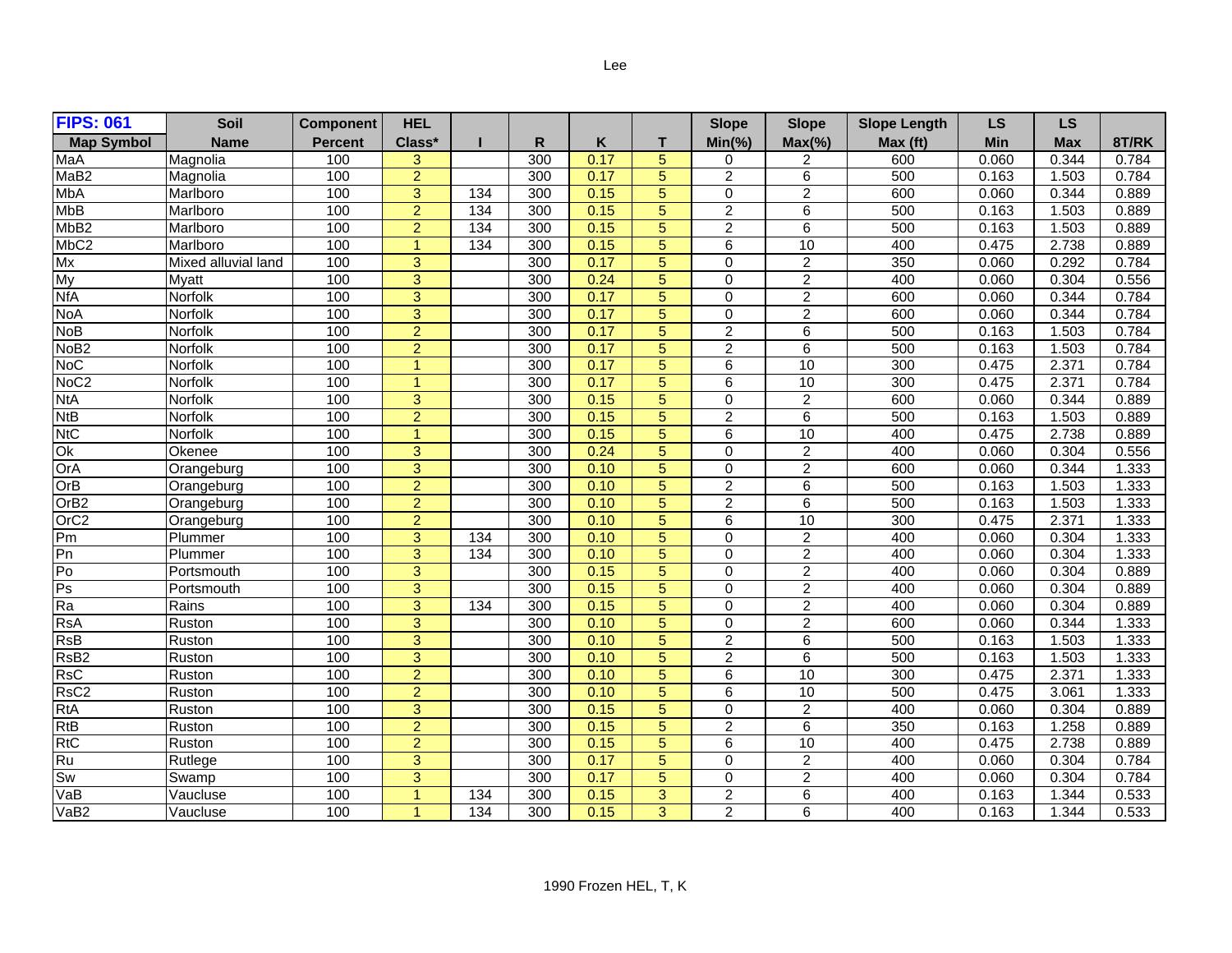| FIPS: 061 | Soil | Component | HEL | | | | | Slope | Slope | Slope Length | LS | LS | |
|---|---|---|---|---|---|---|---|---|---|---|---|---|---|
| Map Symbol | Name | Percent | Class* | I | R | K | T | Min(%) | Max(%) | Max (ft) | Min | Max | 8T/RK |
| MaA | Magnolia | 100 | 3 | | 300 | 0.17 | 5 | 0 | 2 | 600 | 0.060 | 0.344 | 0.784 |
| MaB2 | Magnolia | 100 | 2 | | 300 | 0.17 | 5 | 2 | 6 | 500 | 0.163 | 1.503 | 0.784 |
| MbA | Marlboro | 100 | 3 | 134 | 300 | 0.15 | 5 | 0 | 2 | 600 | 0.060 | 0.344 | 0.889 |
| MbB | Marlboro | 100 | 2 | 134 | 300 | 0.15 | 5 | 2 | 6 | 500 | 0.163 | 1.503 | 0.889 |
| MbB2 | Marlboro | 100 | 2 | 134 | 300 | 0.15 | 5 | 2 | 6 | 500 | 0.163 | 1.503 | 0.889 |
| MbC2 | Marlboro | 100 | 1 | 134 | 300 | 0.15 | 5 | 6 | 10 | 400 | 0.475 | 2.738 | 0.889 |
| Mx | Mixed alluvial land | 100 | 3 | | 300 | 0.17 | 5 | 0 | 2 | 350 | 0.060 | 0.292 | 0.784 |
| My | Myatt | 100 | 3 | | 300 | 0.24 | 5 | 0 | 2 | 400 | 0.060 | 0.304 | 0.556 |
| NfA | Norfolk | 100 | 3 | | 300 | 0.17 | 5 | 0 | 2 | 600 | 0.060 | 0.344 | 0.784 |
| NoA | Norfolk | 100 | 3 | | 300 | 0.17 | 5 | 0 | 2 | 600 | 0.060 | 0.344 | 0.784 |
| NoB | Norfolk | 100 | 2 | | 300 | 0.17 | 5 | 2 | 6 | 500 | 0.163 | 1.503 | 0.784 |
| NoB2 | Norfolk | 100 | 2 | | 300 | 0.17 | 5 | 2 | 6 | 500 | 0.163 | 1.503 | 0.784 |
| NoC | Norfolk | 100 | 1 | | 300 | 0.17 | 5 | 6 | 10 | 300 | 0.475 | 2.371 | 0.784 |
| NoC2 | Norfolk | 100 | 1 | | 300 | 0.17 | 5 | 6 | 10 | 300 | 0.475 | 2.371 | 0.784 |
| NtA | Norfolk | 100 | 3 | | 300 | 0.15 | 5 | 0 | 2 | 600 | 0.060 | 0.344 | 0.889 |
| NtB | Norfolk | 100 | 2 | | 300 | 0.15 | 5 | 2 | 6 | 500 | 0.163 | 1.503 | 0.889 |
| NtC | Norfolk | 100 | 1 | | 300 | 0.15 | 5 | 6 | 10 | 400 | 0.475 | 2.738 | 0.889 |
| Ok | Okenee | 100 | 3 | | 300 | 0.24 | 5 | 0 | 2 | 400 | 0.060 | 0.304 | 0.556 |
| OrA | Orangeburg | 100 | 3 | | 300 | 0.10 | 5 | 0 | 2 | 600 | 0.060 | 0.344 | 1.333 |
| OrB | Orangeburg | 100 | 2 | | 300 | 0.10 | 5 | 2 | 6 | 500 | 0.163 | 1.503 | 1.333 |
| OrB2 | Orangeburg | 100 | 2 | | 300 | 0.10 | 5 | 2 | 6 | 500 | 0.163 | 1.503 | 1.333 |
| OrC2 | Orangeburg | 100 | 2 | | 300 | 0.10 | 5 | 6 | 10 | 300 | 0.475 | 2.371 | 1.333 |
| Pm | Plummer | 100 | 3 | 134 | 300 | 0.10 | 5 | 0 | 2 | 400 | 0.060 | 0.304 | 1.333 |
| Pn | Plummer | 100 | 3 | 134 | 300 | 0.10 | 5 | 0 | 2 | 400 | 0.060 | 0.304 | 1.333 |
| Po | Portsmouth | 100 | 3 | | 300 | 0.15 | 5 | 0 | 2 | 400 | 0.060 | 0.304 | 0.889 |
| Ps | Portsmouth | 100 | 3 | | 300 | 0.15 | 5 | 0 | 2 | 400 | 0.060 | 0.304 | 0.889 |
| Ra | Rains | 100 | 3 | 134 | 300 | 0.15 | 5 | 0 | 2 | 400 | 0.060 | 0.304 | 0.889 |
| RsA | Ruston | 100 | 3 | | 300 | 0.10 | 5 | 0 | 2 | 600 | 0.060 | 0.344 | 1.333 |
| RsB | Ruston | 100 | 3 | | 300 | 0.10 | 5 | 2 | 6 | 500 | 0.163 | 1.503 | 1.333 |
| RsB2 | Ruston | 100 | 3 | | 300 | 0.10 | 5 | 2 | 6 | 500 | 0.163 | 1.503 | 1.333 |
| RsC | Ruston | 100 | 2 | | 300 | 0.10 | 5 | 6 | 10 | 300 | 0.475 | 2.371 | 1.333 |
| RsC2 | Ruston | 100 | 2 | | 300 | 0.10 | 5 | 6 | 10 | 500 | 0.475 | 3.061 | 1.333 |
| RtA | Ruston | 100 | 3 | | 300 | 0.15 | 5 | 0 | 2 | 400 | 0.060 | 0.304 | 0.889 |
| RtB | Ruston | 100 | 2 | | 300 | 0.15 | 5 | 2 | 6 | 350 | 0.163 | 1.258 | 0.889 |
| RtC | Ruston | 100 | 2 | | 300 | 0.15 | 5 | 6 | 10 | 400 | 0.475 | 2.738 | 0.889 |
| Ru | Rutlege | 100 | 3 | | 300 | 0.17 | 5 | 0 | 2 | 400 | 0.060 | 0.304 | 0.784 |
| Sw | Swamp | 100 | 3 | | 300 | 0.17 | 5 | 0 | 2 | 400 | 0.060 | 0.304 | 0.784 |
| VaB | Vaucluse | 100 | 1 | 134 | 300 | 0.15 | 3 | 2 | 6 | 400 | 0.163 | 1.344 | 0.533 |
| VaB2 | Vaucluse | 100 | 1 | 134 | 300 | 0.15 | 3 | 2 | 6 | 400 | 0.163 | 1.344 | 0.533 |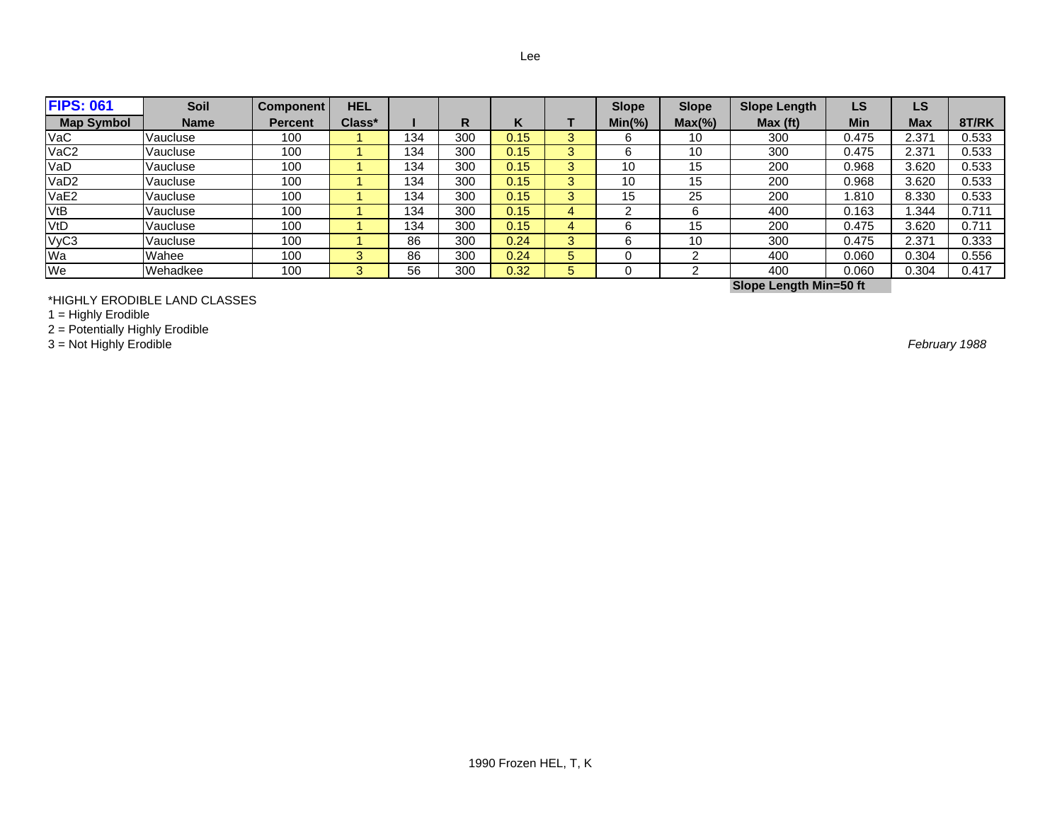Lee

| FIPS: 061 Map Symbol | Soil Name | Component Percent | HEL Class* | I | R | K | T | Slope Min(%) | Slope Max(%) | Slope Length Max (ft) | LS Min | LS Max | 8T/RK |
|---|---|---|---|---|---|---|---|---|---|---|---|---|---|
| VaC | Vaucluse | 100 | 1 | 134 | 300 | 0.15 | 3 | 6 | 10 | 300 | 0.475 | 2.371 | 0.533 |
| VaC2 | Vaucluse | 100 | 1 | 134 | 300 | 0.15 | 3 | 6 | 10 | 300 | 0.475 | 2.371 | 0.533 |
| VaD | Vaucluse | 100 | 1 | 134 | 300 | 0.15 | 3 | 10 | 15 | 200 | 0.968 | 3.620 | 0.533 |
| VaD2 | Vaucluse | 100 | 1 | 134 | 300 | 0.15 | 3 | 10 | 15 | 200 | 0.968 | 3.620 | 0.533 |
| VaE2 | Vaucluse | 100 | 1 | 134 | 300 | 0.15 | 3 | 15 | 25 | 200 | 1.810 | 8.330 | 0.533 |
| VtB | Vaucluse | 100 | 1 | 134 | 300 | 0.15 | 4 | 2 | 6 | 400 | 0.163 | 1.344 | 0.711 |
| VtD | Vaucluse | 100 | 1 | 134 | 300 | 0.15 | 4 | 6 | 15 | 200 | 0.475 | 3.620 | 0.711 |
| VyC3 | Vaucluse | 100 | 1 | 86 | 300 | 0.24 | 3 | 6 | 10 | 300 | 0.475 | 2.371 | 0.333 |
| Wa | Wahee | 100 | 3 | 86 | 300 | 0.24 | 5 | 0 | 2 | 400 | 0.060 | 0.304 | 0.556 |
| We | Wehadkee | 100 | 3 | 56 | 300 | 0.32 | 5 | 0 | 2 | 400 | 0.060 | 0.304 | 0.417 |

**Slope Length Min=50 ft**

*HIGHLY ERODIBLE LAND CLASSES
1 = Highly Erodible
2 = Potentially Highly Erodible
3 = Not Highly Erodible

*February 1988*

1990 Frozen HEL, T, K